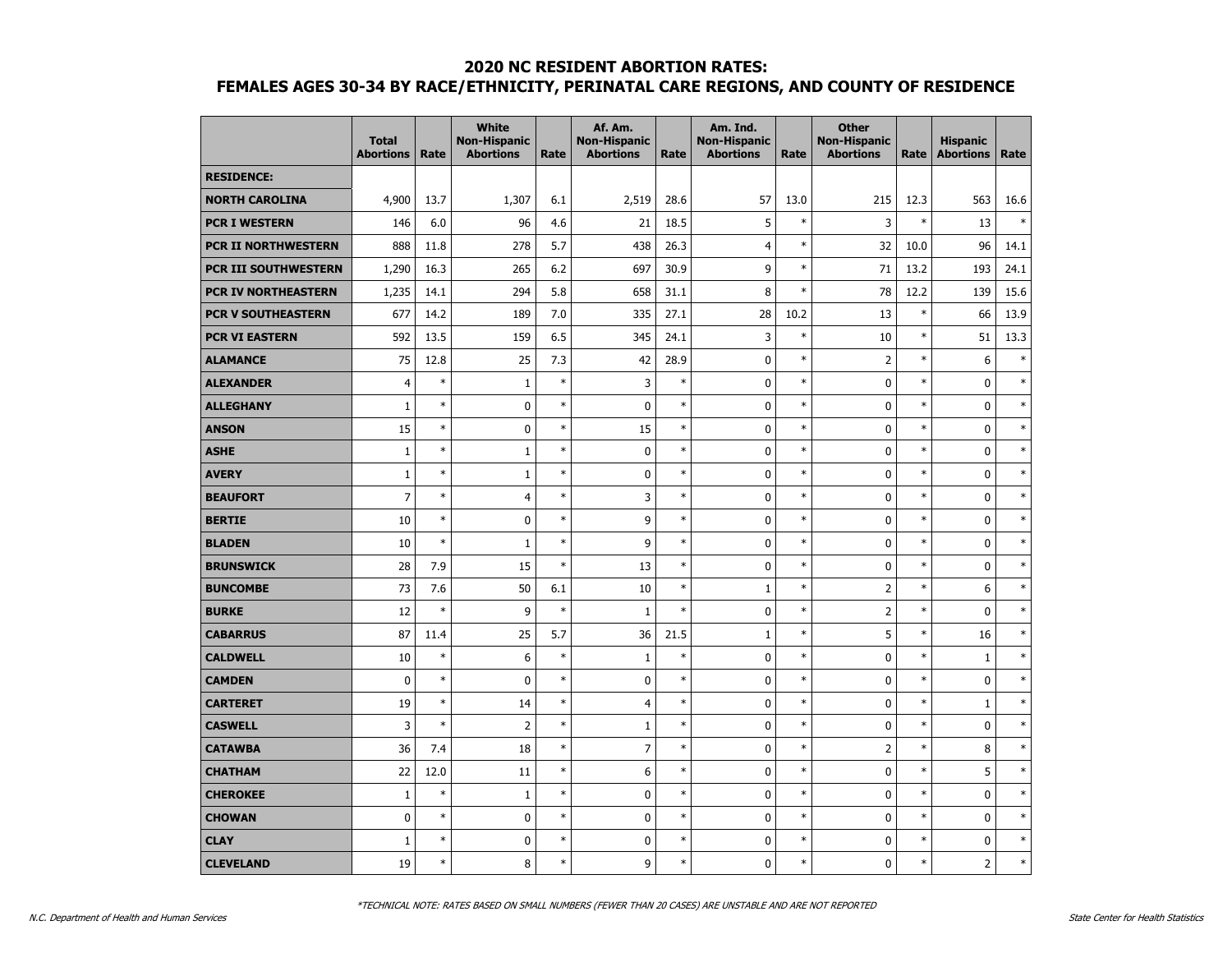## 2020 NC RESIDENT ABORTION RATES:
## FEMALES AGES 30-34 BY RACE/ETHNICITY, PERINATAL CARE REGIONS, AND COUNTY OF RESIDENCE

| | Total Abortions | Rate | White Non-Hispanic Abortions | Rate | Af. Am. Non-Hispanic Abortions | Rate | Am. Ind. Non-Hispanic Abortions | Rate | Other Non-Hispanic Abortions | Rate | Hispanic Abortions | Rate |
|---|---|---|---|---|---|---|---|---|---|---|---|---|
| **RESIDENCE:** | | | | | | | | | | | | |
| **NORTH CAROLINA** | 4,900 | 13.7 | 1,307 | 6.1 | 2,519 | 28.6 | 57 | 13.0 | 215 | 12.3 | 563 | 16.6 |
| **PCR I WESTERN** | 146 | 6.0 | 96 | 4.6 | 21 | 18.5 | 5 | * | 3 | * | 13 | * |
| **PCR II NORTHWESTERN** | 888 | 11.8 | 278 | 5.7 | 438 | 26.3 | 4 | * | 32 | 10.0 | 96 | 14.1 |
| **PCR III SOUTHWESTERN** | 1,290 | 16.3 | 265 | 6.2 | 697 | 30.9 | 9 | * | 71 | 13.2 | 193 | 24.1 |
| **PCR IV NORTHEASTERN** | 1,235 | 14.1 | 294 | 5.8 | 658 | 31.1 | 8 | * | 78 | 12.2 | 139 | 15.6 |
| **PCR V SOUTHEASTERN** | 677 | 14.2 | 189 | 7.0 | 335 | 27.1 | 28 | 10.2 | 13 | * | 66 | 13.9 |
| **PCR VI EASTERN** | 592 | 13.5 | 159 | 6.5 | 345 | 24.1 | 3 | * | 10 | * | 51 | 13.3 |
| **ALAMANCE** | 75 | 12.8 | 25 | 7.3 | 42 | 28.9 | 0 | * | 2 | * | 6 | * |
| **ALEXANDER** | 4 | * | 1 | * | 3 | * | 0 | * | 0 | * | 0 | * |
| **ALLEGHANY** | 1 | * | 0 | * | 0 | * | 0 | * | 0 | * | 0 | * |
| **ANSON** | 15 | * | 0 | * | 15 | * | 0 | * | 0 | * | 0 | * |
| **ASHE** | 1 | * | 1 | * | 0 | * | 0 | * | 0 | * | 0 | * |
| **AVERY** | 1 | * | 1 | * | 0 | * | 0 | * | 0 | * | 0 | * |
| **BEAUFORT** | 7 | * | 4 | * | 3 | * | 0 | * | 0 | * | 0 | * |
| **BERTIE** | 10 | * | 0 | * | 9 | * | 0 | * | 0 | * | 0 | * |
| **BLADEN** | 10 | * | 1 | * | 9 | * | 0 | * | 0 | * | 0 | * |
| **BRUNSWICK** | 28 | 7.9 | 15 | * | 13 | * | 0 | * | 0 | * | 0 | * |
| **BUNCOMBE** | 73 | 7.6 | 50 | 6.1 | 10 | * | 1 | * | 2 | * | 6 | * |
| **BURKE** | 12 | * | 9 | * | 1 | * | 0 | * | 2 | * | 0 | * |
| **CABARRUS** | 87 | 11.4 | 25 | 5.7 | 36 | 21.5 | 1 | * | 5 | * | 16 | * |
| **CALDWELL** | 10 | * | 6 | * | 1 | * | 0 | * | 0 | * | 1 | * |
| **CAMDEN** | 0 | * | 0 | * | 0 | * | 0 | * | 0 | * | 0 | * |
| **CARTERET** | 19 | * | 14 | * | 4 | * | 0 | * | 0 | * | 1 | * |
| **CASWELL** | 3 | * | 2 | * | 1 | * | 0 | * | 0 | * | 0 | * |
| **CATAWBA** | 36 | 7.4 | 18 | * | 7 | * | 0 | * | 2 | * | 8 | * |
| **CHATHAM** | 22 | 12.0 | 11 | * | 6 | * | 0 | * | 0 | * | 5 | * |
| **CHEROKEE** | 1 | * | 1 | * | 0 | * | 0 | * | 0 | * | 0 | * |
| **CHOWAN** | 0 | * | 0 | * | 0 | * | 0 | * | 0 | * | 0 | * |
| **CLAY** | 1 | * | 0 | * | 0 | * | 0 | * | 0 | * | 0 | * |
| **CLEVELAND** | 19 | * | 8 | * | 9 | * | 0 | * | 0 | * | 2 | * |

*TECHNICAL NOTE: RATES BASED ON SMALL NUMBERS (FEWER THAN 20 CASES) ARE UNSTABLE AND ARE NOT REPORTED

N.C. Department of Health and Human Services | State Center for Health Statistics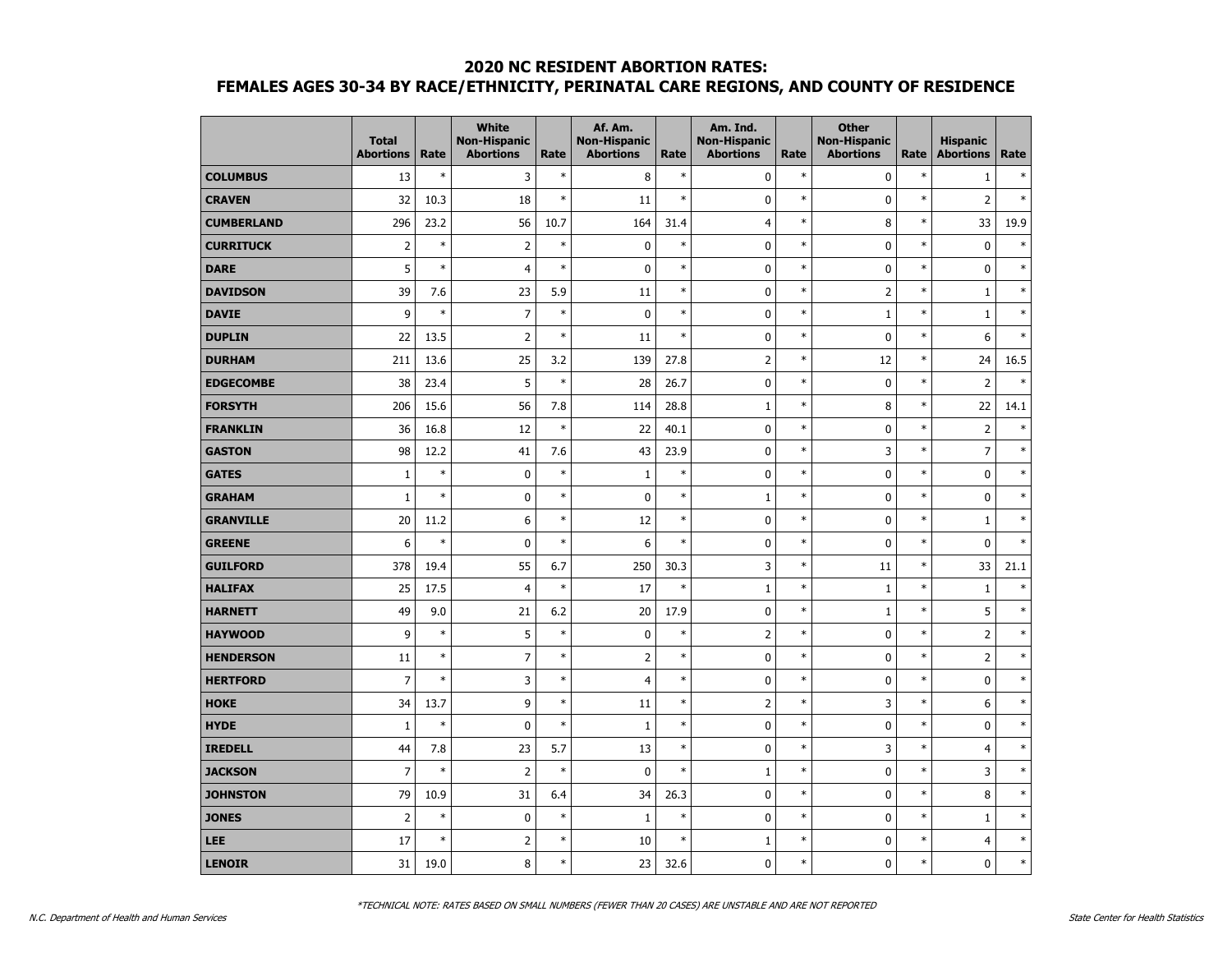## 2020 NC RESIDENT ABORTION RATES:
## FEMALES AGES 30-34 BY RACE/ETHNICITY, PERINATAL CARE REGIONS, AND COUNTY OF RESIDENCE

| | Total Abortions | Rate | White Non-Hispanic Abortions | Rate | Af. Am. Non-Hispanic Abortions | Rate | Am. Ind. Non-Hispanic Abortions | Rate | Other Non-Hispanic Abortions | Rate | Hispanic Abortions | Rate |
|---|---|---|---|---|---|---|---|---|---|---|---|---|
| **COLUMBUS** | 13 | * | 3 | * | 8 | * | 0 | * | 0 | * | 1 | * |
| **CRAVEN** | 32 | 10.3 | 18 | * | 11 | * | 0 | * | 0 | * | 2 | * |
| **CUMBERLAND** | 296 | 23.2 | 56 | 10.7 | 164 | 31.4 | 4 | * | 8 | * | 33 | 19.9 |
| **CURRITUCK** | 2 | * | 2 | * | 0 | * | 0 | * | 0 | * | 0 | * |
| **DARE** | 5 | * | 4 | * | 0 | * | 0 | * | 0 | * | 0 | * |
| **DAVIDSON** | 39 | 7.6 | 23 | 5.9 | 11 | * | 0 | * | 2 | * | 1 | * |
| **DAVIE** | 9 | * | 7 | * | 0 | * | 0 | * | 1 | * | 1 | * |
| **DUPLIN** | 22 | 13.5 | 2 | * | 11 | * | 0 | * | 0 | * | 6 | * |
| **DURHAM** | 211 | 13.6 | 25 | 3.2 | 139 | 27.8 | 2 | * | 12 | * | 24 | 16.5 |
| **EDGECOMBE** | 38 | 23.4 | 5 | * | 28 | 26.7 | 0 | * | 0 | * | 2 | * |
| **FORSYTH** | 206 | 15.6 | 56 | 7.8 | 114 | 28.8 | 1 | * | 8 | * | 22 | 14.1 |
| **FRANKLIN** | 36 | 16.8 | 12 | * | 22 | 40.1 | 0 | * | 0 | * | 2 | * |
| **GASTON** | 98 | 12.2 | 41 | 7.6 | 43 | 23.9 | 0 | * | 3 | * | 7 | * |
| **GATES** | 1 | * | 0 | * | 1 | * | 0 | * | 0 | * | 0 | * |
| **GRAHAM** | 1 | * | 0 | * | 0 | * | 1 | * | 0 | * | 0 | * |
| **GRANVILLE** | 20 | 11.2 | 6 | * | 12 | * | 0 | * | 0 | * | 1 | * |
| **GREENE** | 6 | * | 0 | * | 6 | * | 0 | * | 0 | * | 0 | * |
| **GUILFORD** | 378 | 19.4 | 55 | 6.7 | 250 | 30.3 | 3 | * | 11 | * | 33 | 21.1 |
| **HALIFAX** | 25 | 17.5 | 4 | * | 17 | * | 1 | * | 1 | * | 1 | * |
| **HARNETT** | 49 | 9.0 | 21 | 6.2 | 20 | 17.9 | 0 | * | 1 | * | 5 | * |
| **HAYWOOD** | 9 | * | 5 | * | 0 | * | 2 | * | 0 | * | 2 | * |
| **HENDERSON** | 11 | * | 7 | * | 2 | * | 0 | * | 0 | * | 2 | * |
| **HERTFORD** | 7 | * | 3 | * | 4 | * | 0 | * | 0 | * | 0 | * |
| **HOKE** | 34 | 13.7 | 9 | * | 11 | * | 2 | * | 3 | * | 6 | * |
| **HYDE** | 1 | * | 0 | * | 1 | * | 0 | * | 0 | * | 0 | * |
| **IREDELL** | 44 | 7.8 | 23 | 5.7 | 13 | * | 0 | * | 3 | * | 4 | * |
| **JACKSON** | 7 | * | 2 | * | 0 | * | 1 | * | 0 | * | 3 | * |
| **JOHNSTON** | 79 | 10.9 | 31 | 6.4 | 34 | 26.3 | 0 | * | 0 | * | 8 | * |
| **JONES** | 2 | * | 0 | * | 1 | * | 0 | * | 0 | * | 1 | * |
| **LEE** | 17 | * | 2 | * | 10 | * | 1 | * | 0 | * | 4 | * |
| **LENOIR** | 31 | 19.0 | 8 | * | 23 | 32.6 | 0 | * | 0 | * | 0 | * |

*TECHNICAL NOTE: RATES BASED ON SMALL NUMBERS (FEWER THAN 20 CASES) ARE UNSTABLE AND ARE NOT REPORTED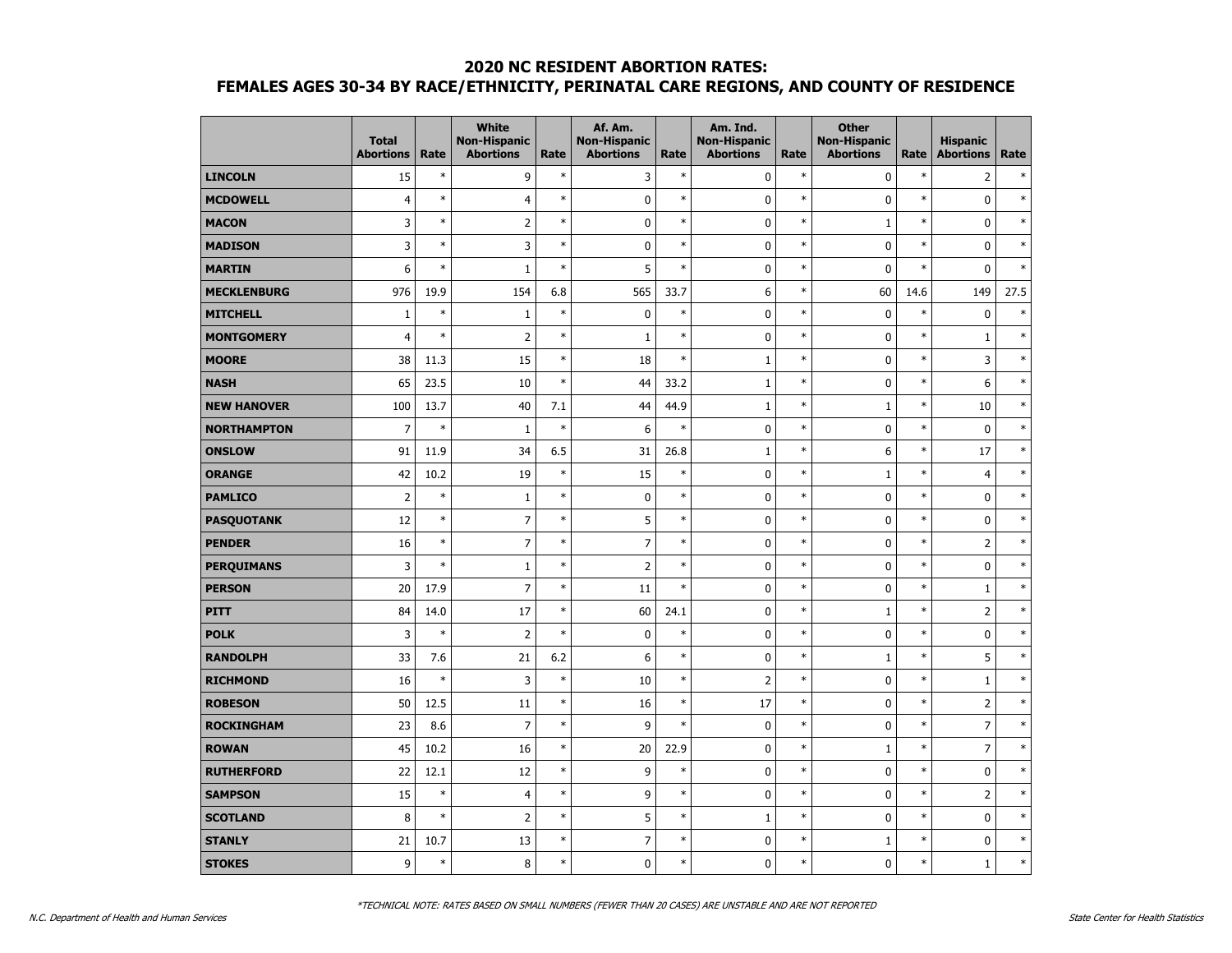## 2020 NC RESIDENT ABORTION RATES:
## FEMALES AGES 30-34 BY RACE/ETHNICITY, PERINATAL CARE REGIONS, AND COUNTY OF RESIDENCE

| | Total Abortions | Rate | White Non-Hispanic Abortions | Rate | Af. Am. Non-Hispanic Abortions | Rate | Am. Ind. Non-Hispanic Abortions | Rate | Other Non-Hispanic Abortions | Rate | Hispanic Abortions | Rate |
|---|---|---|---|---|---|---|---|---|---|---|---|---|
| **LINCOLN** | 15 | * | 9 | * | 3 | * | 0 | * | 0 | * | 2 | * |
| **MCDOWELL** | 4 | * | 4 | * | 0 | * | 0 | * | 0 | * | 0 | * |
| **MACON** | 3 | * | 2 | * | 0 | * | 0 | * | 1 | * | 0 | * |
| **MADISON** | 3 | * | 3 | * | 0 | * | 0 | * | 0 | * | 0 | * |
| **MARTIN** | 6 | * | 1 | * | 5 | * | 0 | * | 0 | * | 0 | * |
| **MECKLENBURG** | 976 | 19.9 | 154 | 6.8 | 565 | 33.7 | 6 | * | 60 | 14.6 | 149 | 27.5 |
| **MITCHELL** | 1 | * | 1 | * | 0 | * | 0 | * | 0 | * | 0 | * |
| **MONTGOMERY** | 4 | * | 2 | * | 1 | * | 0 | * | 0 | * | 1 | * |
| **MOORE** | 38 | 11.3 | 15 | * | 18 | * | 1 | * | 0 | * | 3 | * |
| **NASH** | 65 | 23.5 | 10 | * | 44 | 33.2 | 1 | * | 0 | * | 6 | * |
| **NEW HANOVER** | 100 | 13.7 | 40 | 7.1 | 44 | 44.9 | 1 | * | 1 | * | 10 | * |
| **NORTHAMPTON** | 7 | * | 1 | * | 6 | * | 0 | * | 0 | * | 0 | * |
| **ONSLOW** | 91 | 11.9 | 34 | 6.5 | 31 | 26.8 | 1 | * | 6 | * | 17 | * |
| **ORANGE** | 42 | 10.2 | 19 | * | 15 | * | 0 | * | 1 | * | 4 | * |
| **PAMLICO** | 2 | * | 1 | * | 0 | * | 0 | * | 0 | * | 0 | * |
| **PASQUOTANK** | 12 | * | 7 | * | 5 | * | 0 | * | 0 | * | 0 | * |
| **PENDER** | 16 | * | 7 | * | 7 | * | 0 | * | 0 | * | 2 | * |
| **PERQUIMANS** | 3 | * | 1 | * | 2 | * | 0 | * | 0 | * | 0 | * |
| **PERSON** | 20 | 17.9 | 7 | * | 11 | * | 0 | * | 0 | * | 1 | * |
| **PITT** | 84 | 14.0 | 17 | * | 60 | 24.1 | 0 | * | 1 | * | 2 | * |
| **POLK** | 3 | * | 2 | * | 0 | * | 0 | * | 0 | * | 0 | * |
| **RANDOLPH** | 33 | 7.6 | 21 | 6.2 | 6 | * | 0 | * | 1 | * | 5 | * |
| **RICHMOND** | 16 | * | 3 | * | 10 | * | 2 | * | 0 | * | 1 | * |
| **ROBESON** | 50 | 12.5 | 11 | * | 16 | * | 17 | * | 0 | * | 2 | * |
| **ROCKINGHAM** | 23 | 8.6 | 7 | * | 9 | * | 0 | * | 0 | * | 7 | * |
| **ROWAN** | 45 | 10.2 | 16 | * | 20 | 22.9 | 0 | * | 1 | * | 7 | * |
| **RUTHERFORD** | 22 | 12.1 | 12 | * | 9 | * | 0 | * | 0 | * | 0 | * |
| **SAMPSON** | 15 | * | 4 | * | 9 | * | 0 | * | 0 | * | 2 | * |
| **SCOTLAND** | 8 | * | 2 | * | 5 | * | 1 | * | 0 | * | 0 | * |
| **STANLY** | 21 | 10.7 | 13 | * | 7 | * | 0 | * | 1 | * | 0 | * |
| **STOKES** | 9 | * | 8 | * | 0 | * | 0 | * | 0 | * | 1 | * |

*TECHNICAL NOTE: RATES BASED ON SMALL NUMBERS (FEWER THAN 20 CASES) ARE UNSTABLE AND ARE NOT REPORTED

N.C. Department of Health and Human Services | State Center for Health Statistics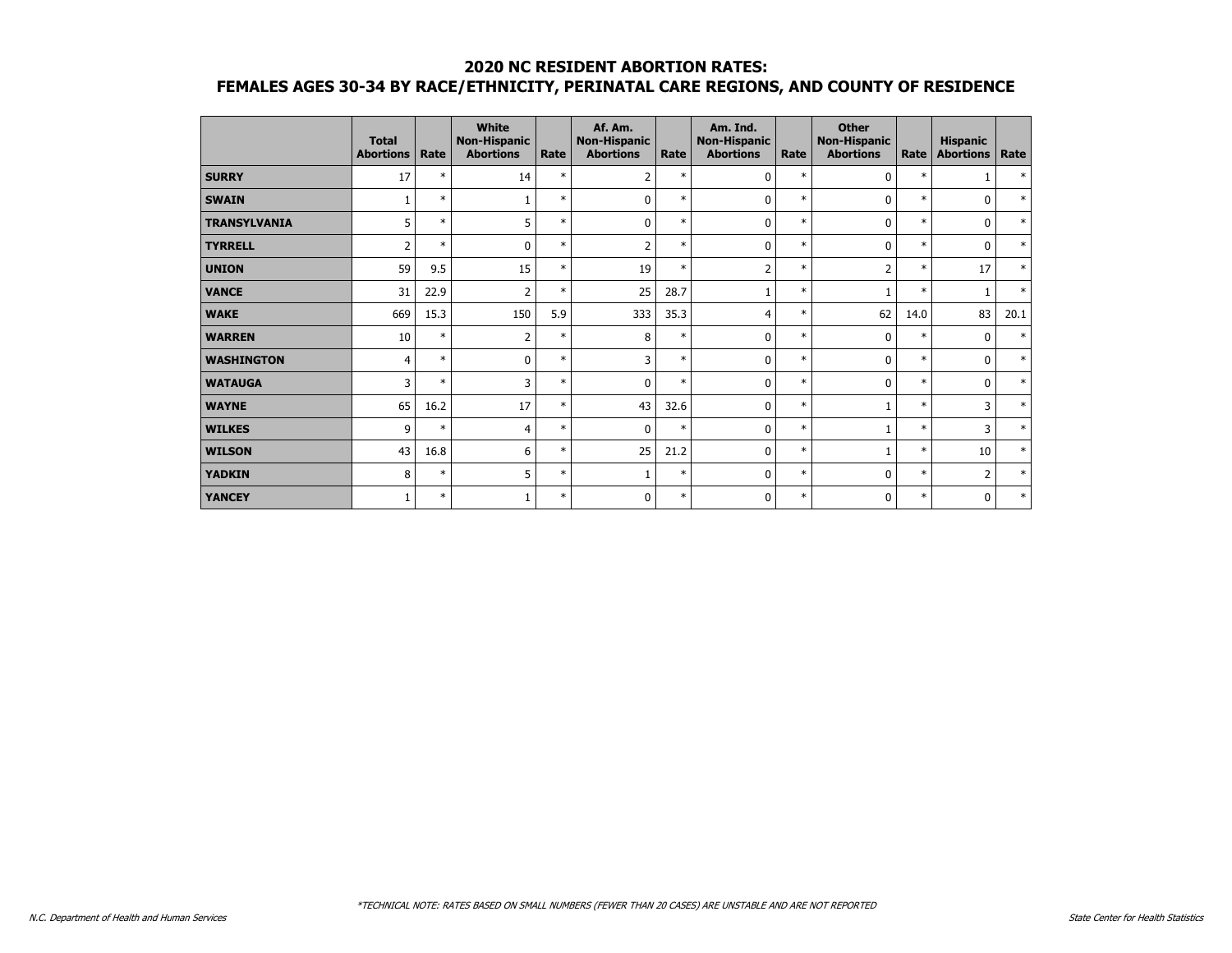## 2020 NC RESIDENT ABORTION RATES:
## FEMALES AGES 30-34 BY RACE/ETHNICITY, PERINATAL CARE REGIONS, AND COUNTY OF RESIDENCE

| | Total Abortions | Rate | White Non-Hispanic Abortions | Rate | Af. Am. Non-Hispanic Abortions | Rate | Am. Ind. Non-Hispanic Abortions | Rate | Other Non-Hispanic Abortions | Rate | Hispanic Abortions | Rate |
|---|---|---|---|---|---|---|---|---|---|---|---|---|
| **SURRY** | 17 | * | 14 | * | 2 | * | 0 | * | 0 | * | 1 | * |
| **SWAIN** | 1 | * | 1 | * | 0 | * | 0 | * | 0 | * | 0 | * |
| **TRANSYLVANIA** | 5 | * | 5 | * | 0 | * | 0 | * | 0 | * | 0 | * |
| **TYRRELL** | 2 | * | 0 | * | 2 | * | 0 | * | 0 | * | 0 | * |
| **UNION** | 59 | 9.5 | 15 | * | 19 | * | 2 | * | 2 | * | 17 | * |
| **VANCE** | 31 | 22.9 | 2 | * | 25 | 28.7 | 1 | * | 1 | * | 1 | * |
| **WAKE** | 669 | 15.3 | 150 | 5.9 | 333 | 35.3 | 4 | * | 62 | 14.0 | 83 | 20.1 |
| **WARREN** | 10 | * | 2 | * | 8 | * | 0 | * | 0 | * | 0 | * |
| **WASHINGTON** | 4 | * | 0 | * | 3 | * | 0 | * | 0 | * | 0 | * |
| **WATAUGA** | 3 | * | 3 | * | 0 | * | 0 | * | 0 | * | 0 | * |
| **WAYNE** | 65 | 16.2 | 17 | * | 43 | 32.6 | 0 | * | 1 | * | 3 | * |
| **WILKES** | 9 | * | 4 | * | 0 | * | 0 | * | 1 | * | 3 | * |
| **WILSON** | 43 | 16.8 | 6 | * | 25 | 21.2 | 0 | * | 1 | * | 10 | * |
| **YADKIN** | 8 | * | 5 | * | 1 | * | 0 | * | 0 | * | 2 | * |
| **YANCEY** | 1 | * | 1 | * | 0 | * | 0 | * | 0 | * | 0 | * |

*TECHNICAL NOTE: RATES BASED ON SMALL NUMBERS (FEWER THAN 20 CASES) ARE UNSTABLE AND ARE NOT REPORTED